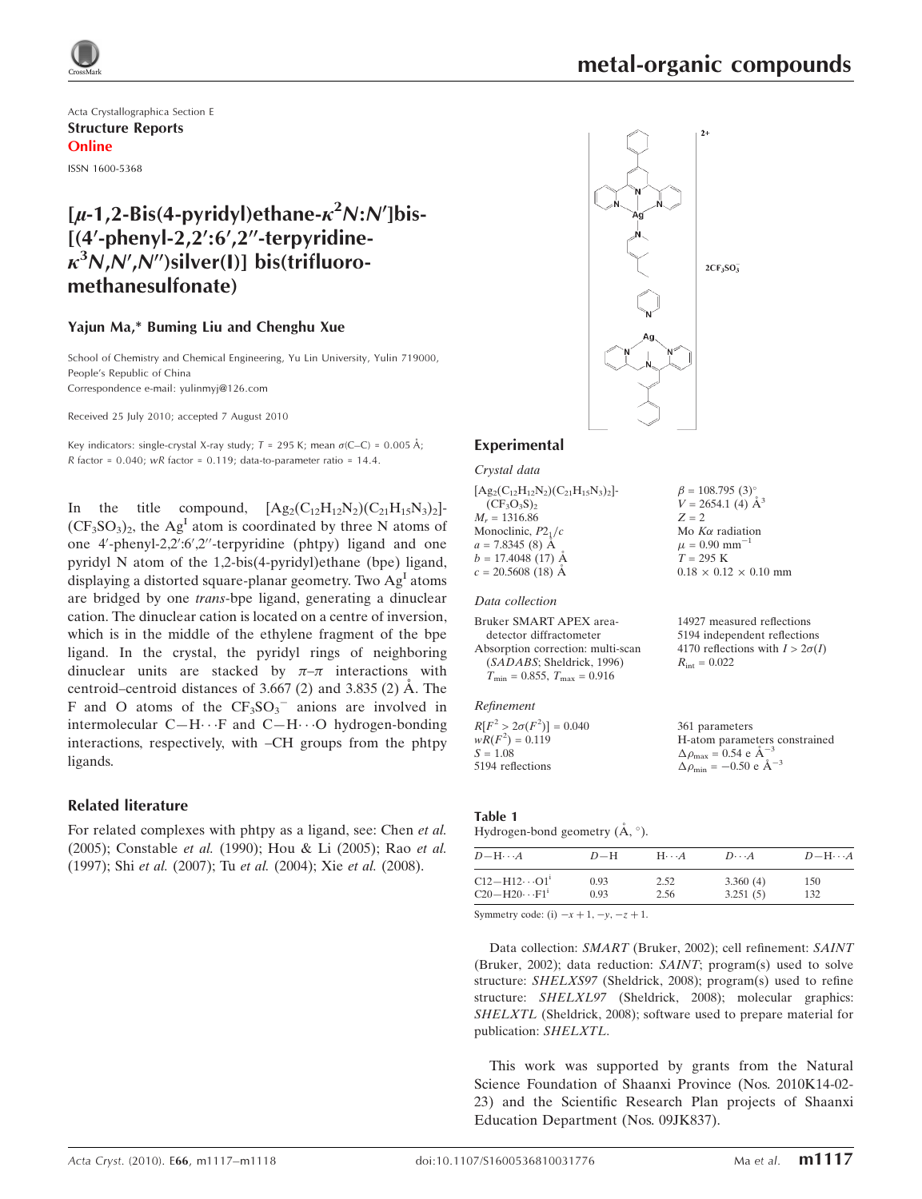Acta Crystallographica Section E

**Structure Reports**

**Online**

ISSN 1600-5368

# [μ-1,2-Bis(4-pyridyl)ethane-$\kappa^2N$:$N'$]bis-[(4′-phenyl-2,2′:6′,2″-terpyridine-$\kappa^3N,N',N''$)silver(I)] bis(trifluoromethanesulfonate)

**Yajun Ma,* Buming Liu and Chenghu Xue**

School of Chemistry and Chemical Engineering, Yu Lin University, Yulin 719000, People's Republic of China

Correspondence e-mail: yulinmyj@126.com

Received 25 July 2010; accepted 7 August 2010

Key indicators: single-crystal X-ray study; $T$ = 295 K; mean $\sigma$(C–C) = 0.005 Å; $R$ factor = 0.040; $wR$ factor = 0.119; data-to-parameter ratio = 14.4.

In the title compound, $[Ag_2(C_{12}H_{12}N_2)(C_{21}H_{15}N_3)_2](CF_3SO_3)_2$, the $Ag^I$ atom is coordinated by three N atoms of one 4′-phenyl-2,2′:6′,2″-terpyridine (phtpy) ligand and one pyridyl N atom of the 1,2-bis(4-pyridyl)ethane (bpe) ligand, displaying a distorted square-planar geometry. Two $Ag^I$ atoms are bridged by one *trans*-bpe ligand, generating a dinuclear cation. The dinuclear cation is located on a centre of inversion, which is in the middle of the ethylene fragment of the bpe ligand. In the crystal, the pyridyl rings of neighboring dinuclear units are stacked by $\pi$–$\pi$ interactions with centroid–centroid distances of 3.667 (2) and 3.835 (2) Å. The F and O atoms of the $CF_3SO_3^-$ anions are involved in intermolecular C—H⋯F and C—H⋯O hydrogen-bonding interactions, respectively, with –CH groups from the phtpy ligands.

## Related literature

For related complexes with phtpy as a ligand, see: Chen *et al.* (2005); Constable *et al.* (1990); Hou & Li (2005); Rao *et al.* (1997); Shi *et al.* (2007); Tu *et al.* (2004); Xie *et al.* (2008).

## Experimental

### Crystal data

$[Ag_2(C_{12}H_{12}N_2)(C_{21}H_{15}N_3)_2](CF_3O_3S)_2$
$M_r$ = 1316.86
Monoclinic, $P2_1/c$
$a$ = 7.8345 (8) Å
$b$ = 17.4048 (17) Å
$c$ = 20.5608 (18) Å
$\beta$ = 108.795 (3)°
$V$ = 2654.1 (4) Å$^3$
$Z$ = 2
Mo $K\alpha$ radiation
$\mu$ = 0.90 mm$^{-1}$
$T$ = 295 K
0.18 × 0.12 × 0.10 mm

### Data collection

Bruker SMART APEX area-detector diffractometer
Absorption correction: multi-scan (*SADABS*; Sheldrick, 1996)
$T_{min}$ = 0.855, $T_{max}$ = 0.916
14927 measured reflections
5194 independent reflections
4170 reflections with $I > 2\sigma(I)$
$R_{int}$ = 0.022

### Refinement

$R[F^2 > 2\sigma(F^2)]$ = 0.040
$wR(F^2)$ = 0.119
$S$ = 1.08
5194 reflections
361 parameters
H-atom parameters constrained
$\Delta\rho_{max}$ = 0.54 e Å$^{-3}$
$\Delta\rho_{min}$ = −0.50 e Å$^{-3}$

**Table 1**
Hydrogen-bond geometry (Å, °).

| $D$—H⋯$A$ | $D$—H | H⋯$A$ | $D$⋯$A$ | $D$—H⋯$A$ |
|---|---|---|---|---|
| C12—H12⋯O1$^i$ | 0.93 | 2.52 | 3.360 (4) | 150 |
| C20—H20⋯F1$^i$ | 0.93 | 2.56 | 3.251 (5) | 132 |

Symmetry code: (i) $-x+1, -y, -z+1$.

Data collection: *SMART* (Bruker, 2002); cell refinement: *SAINT* (Bruker, 2002); data reduction: *SAINT*; program(s) used to solve structure: *SHELXS97* (Sheldrick, 2008); program(s) used to refine structure: *SHELXL97* (Sheldrick, 2008); molecular graphics: *SHELXTL* (Sheldrick, 2008); software used to prepare material for publication: *SHELXTL*.

This work was supported by grants from the Natural Science Foundation of Shaanxi Province (Nos. 2010K14-02-23) and the Scientific Research Plan projects of Shaanxi Education Department (Nos. 09JK837).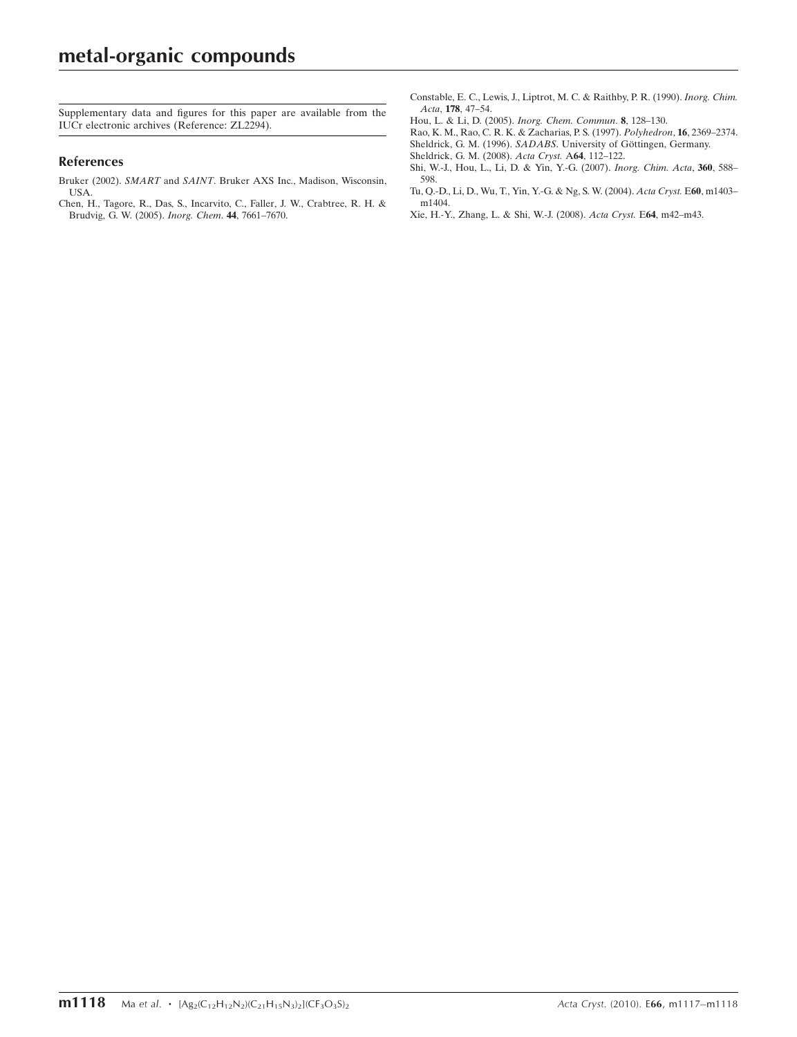Supplementary data and figures for this paper are available from the IUCr electronic archives (Reference: ZL2294).

## References

Bruker (2002). *SMART* and *SAINT*. Bruker AXS Inc., Madison, Wisconsin, USA.

Chen, H., Tagore, R., Das, S., Incarvito, C., Faller, J. W., Crabtree, R. H. & Brudvig, G. W. (2005). *Inorg. Chem.* **44**, 7661–7670.

Constable, E. C., Lewis, J., Liptrot, M. C. & Raithby, P. R. (1990). *Inorg. Chim. Acta*, **178**, 47–54.

Hou, L. & Li, D. (2005). *Inorg. Chem. Commun.* **8**, 128–130.

Rao, K. M., Rao, C. R. K. & Zacharias, P. S. (1997). *Polyhedron*, **16**, 2369–2374.

Sheldrick, G. M. (1996). *SADABS*. University of Göttingen, Germany.

Sheldrick, G. M. (2008). *Acta Cryst.* A**64**, 112–122.

Shi, W.-J., Hou, L., Li, D. & Yin, Y.-G. (2007). *Inorg. Chim. Acta*, **360**, 588–598.

Tu, Q.-D., Li, D., Wu, T., Yin, Y.-G. & Ng, S. W. (2004). *Acta Cryst.* E**60**, m1403–m1404.

Xie, H.-Y., Zhang, L. & Shi, W.-J. (2008). *Acta Cryst.* E**64**, m42–m43.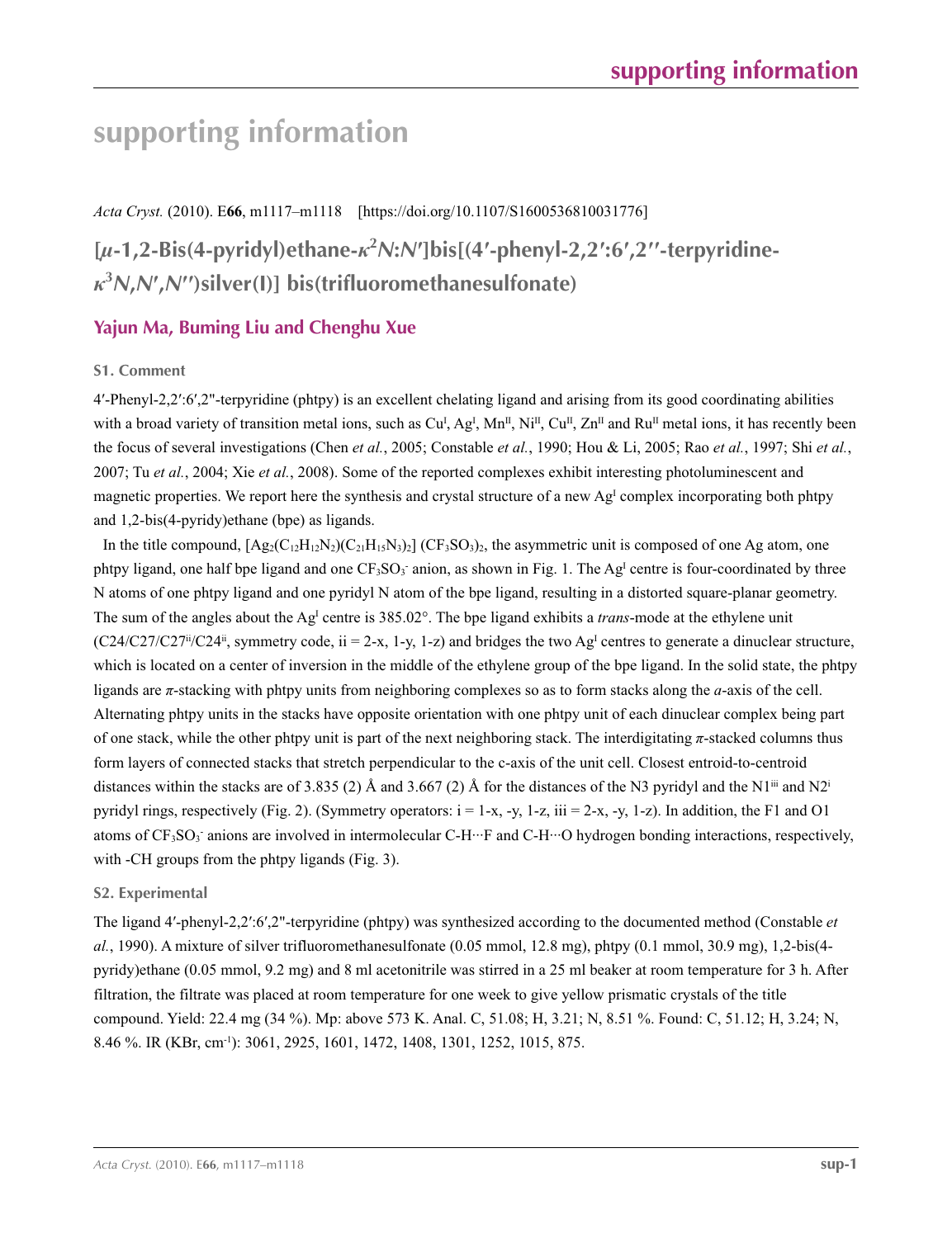# supporting information

*Acta Cryst.* (2010). E**66**, m1117–m1118 [https://doi.org/10.1107/S1600536810031776]

## [$\mu$-1,2-Bis(4-pyridyl)ethane-$\kappa^2N$:$N'$]bis[(4′-phenyl-2,2′:6′,2′′-terpyridine-$\kappa^3N,N',N''$)silver(I)] bis(trifluoromethanesulfonate)

**Yajun Ma, Buming Liu and Chenghu Xue**

### S1. Comment

4′-Phenyl-2,2′:6′,2"-terpyridine (phtpy) is an excellent chelating ligand and arising from its good coordinating abilities with a broad variety of transition metal ions, such as Cu[I], Ag[I], Mn[II], Ni[II], Cu[II], Zn[II] and Ru[II] metal ions, it has recently been the focus of several investigations (Chen *et al.*, 2005; Constable *et al.*, 1990; Hou & Li, 2005; Rao *et al.*, 1997; Shi *et al.*, 2007; Tu *et al.*, 2004; Xie *et al.*, 2008). Some of the reported complexes exhibit interesting photoluminescent and magnetic properties. We report here the synthesis and crystal structure of a new Ag[I] complex incorporating both phtpy and 1,2-bis(4-pyridy)ethane (bpe) as ligands.

In the title compound, $[Ag_2(C_{12}H_{12}N_2)(C_{21}H_{15}N_3)_2]$ $(CF_3SO_3)_2$, the asymmetric unit is composed of one Ag atom, one phtpy ligand, one half bpe ligand and one $CF_3SO_3^-$ anion, as shown in Fig. 1. The Ag[I] centre is four-coordinated by three N atoms of one phtpy ligand and one pyridyl N atom of the bpe ligand, resulting in a distorted square-planar geometry. The sum of the angles about the Ag[I] centre is 385.02°. The bpe ligand exhibits a *trans*-mode at the ethylene unit (C24/C27/C27$^{ii}$/C24$^{ii}$, symmetry code, ii = 2-x, 1-y, 1-z) and bridges the two Ag[I] centres to generate a dinuclear structure, which is located on a center of inversion in the middle of the ethylene group of the bpe ligand. In the solid state, the phtpy ligands are $\pi$-stacking with phtpy units from neighboring complexes so as to form stacks along the *a*-axis of the cell. Alternating phtpy units in the stacks have opposite orientation with one phtpy unit of each dinuclear complex being part of one stack, while the other phtpy unit is part of the next neighboring stack. The interdigitating $\pi$-stacked columns thus form layers of connected stacks that stretch perpendicular to the c-axis of the unit cell. Closest entroid-to-centroid distances within the stacks are of 3.835 (2) Å and 3.667 (2) Å for the distances of the N3 pyridyl and the N1$^{iii}$ and N2$^{i}$ pyridyl rings, respectively (Fig. 2). (Symmetry operators: i = 1-x, -y, 1-z, iii = 2-x, -y, 1-z). In addition, the F1 and O1 atoms of $CF_3SO_3^-$ anions are involved in intermolecular C-H···F and C-H···O hydrogen bonding interactions, respectively, with -CH groups from the phtpy ligands (Fig. 3).

### S2. Experimental

The ligand 4′-phenyl-2,2′:6′,2"-terpyridine (phtpy) was synthesized according to the documented method (Constable *et al.*, 1990). A mixture of silver trifluoromethanesulfonate (0.05 mmol, 12.8 mg), phtpy (0.1 mmol, 30.9 mg), 1,2-bis(4-pyridy)ethane (0.05 mmol, 9.2 mg) and 8 ml acetonitrile was stirred in a 25 ml beaker at room temperature for 3 h. After filtration, the filtrate was placed at room temperature for one week to give yellow prismatic crystals of the title compound. Yield: 22.4 mg (34 %). Mp: above 573 K. Anal. C, 51.08; H, 3.21; N, 8.51 %. Found: C, 51.12; H, 3.24; N, 8.46 %. IR (KBr, cm$^{-1}$): 3061, 2925, 1601, 1472, 1408, 1301, 1252, 1015, 875.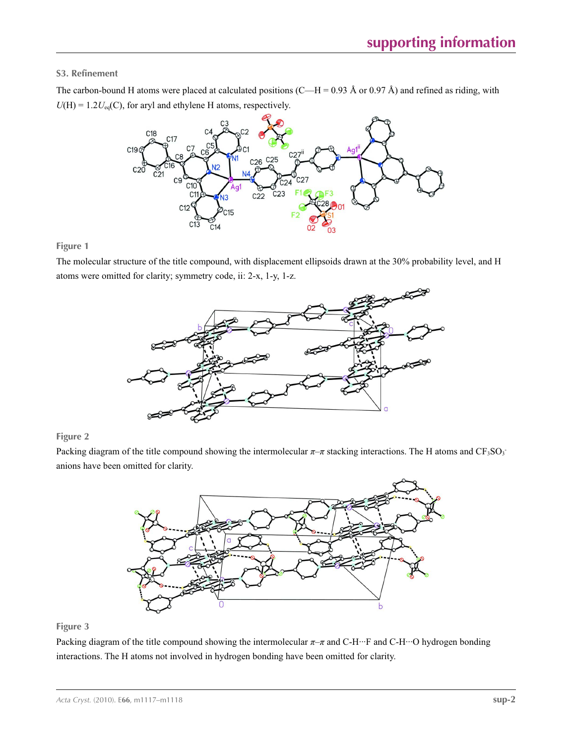### S3. Refinement

The carbon-bound H atoms were placed at calculated positions (C—H = 0.93 Å or 0.97 Å) and refined as riding, with $U(\mathrm{H}) = 1.2U_{\mathrm{eq}}(\mathrm{C})$, for aryl and ethylene H atoms, respectively.

**Figure 1**

The molecular structure of the title compound, with displacement ellipsoids drawn at the 30% probability level, and H atoms were omitted for clarity; symmetry code, ii: 2-x, 1-y, 1-z.

**Figure 2**

Packing diagram of the title compound showing the intermolecular $\pi$–$\pi$ stacking interactions. The H atoms and $CF_3SO_3^-$ anions have been omitted for clarity.

**Figure 3**

Packing diagram of the title compound showing the intermolecular $\pi$–$\pi$ and C-H···F and C-H···O hydrogen bonding interactions. The H atoms not involved in hydrogen bonding have been omitted for clarity.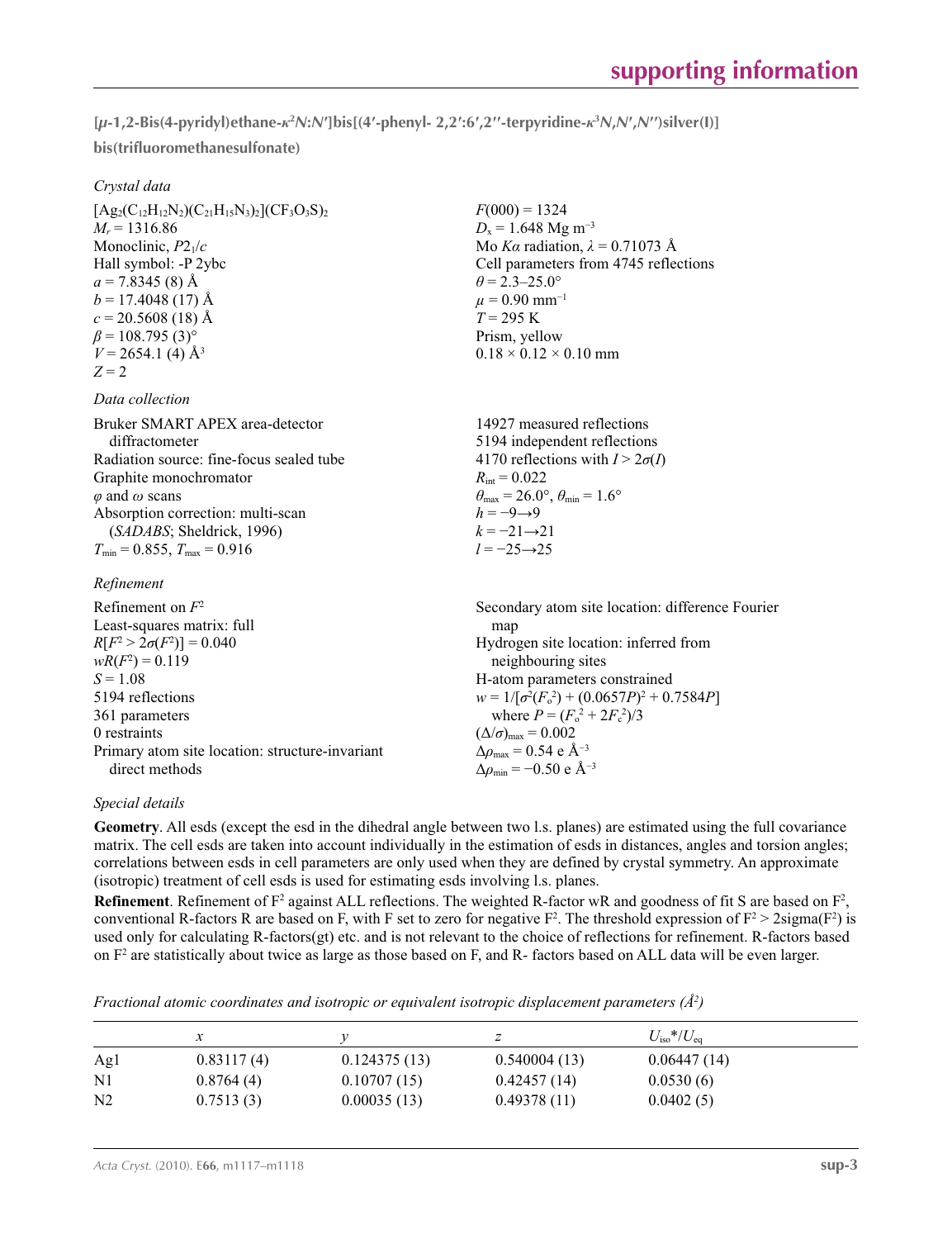**[$\mu$-1,2-Bis(4-pyridyl)ethane-$\kappa^2N$:$N'$]bis[(4′-phenyl- 2,2′:6′,2′′-terpyridine-$\kappa^3N,N',N''$)silver(I)] bis(trifluoromethanesulfonate)**

### Crystal data

$[Ag_2(C_{12}H_{12}N_2)(C_{21}H_{15}N_3)_2](CF_3O_3S)_2$
$M_r = 1316.86$
Monoclinic, $P2_1/c$
Hall symbol: -P 2ybc
$a = 7.8345$ (8) Å
$b = 17.4048$ (17) Å
$c = 20.5608$ (18) Å
$\beta = 108.795$ (3)°
$V = 2654.1$ (4) Å$^3$
$Z = 2$
$F(000) = 1324$
$D_x = 1.648$ Mg m$^{-3}$
Mo $K\alpha$ radiation, $\lambda = 0.71073$ Å
Cell parameters from 4745 reflections
$\theta = 2.3$–$25.0°$
$\mu = 0.90$ mm$^{-1}$
$T = 295$ K
Prism, yellow
$0.18 \times 0.12 \times 0.10$ mm

### Data collection

Bruker SMART APEX area-detector diffractometer
Radiation source: fine-focus sealed tube
Graphite monochromator
$\varphi$ and $\omega$ scans
Absorption correction: multi-scan (*SADABS*; Sheldrick, 1996)
$T_{min} = 0.855$, $T_{max} = 0.916$
14927 measured reflections
5194 independent reflections
4170 reflections with $I > 2\sigma(I)$
$R_{int} = 0.022$
$\theta_{max} = 26.0°$, $\theta_{min} = 1.6°$
$h = -9 \rightarrow 9$
$k = -21 \rightarrow 21$
$l = -25 \rightarrow 25$

### Refinement

Refinement on $F^2$
Least-squares matrix: full
$R[F^2 > 2\sigma(F^2)] = 0.040$
$wR(F^2) = 0.119$
$S = 1.08$
5194 reflections
361 parameters
0 restraints
Primary atom site location: structure-invariant direct methods
Secondary atom site location: difference Fourier map
Hydrogen site location: inferred from neighbouring sites
H-atom parameters constrained
$w = 1/[\sigma^2(F_o^2) + (0.0657P)^2 + 0.7584P]$ where $P = (F_o^2 + 2F_c^2)/3$
$(\Delta/\sigma)_{max} = 0.002$
$\Delta\rho_{max} = 0.54$ e Å$^{-3}$
$\Delta\rho_{min} = -0.50$ e Å$^{-3}$

### Special details

**Geometry**. All esds (except the esd in the dihedral angle between two l.s. planes) are estimated using the full covariance matrix. The cell esds are taken into account individually in the estimation of esds in distances, angles and torsion angles; correlations between esds in cell parameters are only used when they are defined by crystal symmetry. An approximate (isotropic) treatment of cell esds is used for estimating esds involving l.s. planes.

**Refinement**. Refinement of $F^2$ against ALL reflections. The weighted R-factor wR and goodness of fit S are based on $F^2$, conventional R-factors R are based on F, with F set to zero for negative $F^2$. The threshold expression of $F^2 > 2\text{sigma}(F^2)$ is used only for calculating R-factors(gt) etc. and is not relevant to the choice of reflections for refinement. R-factors based on $F^2$ are statistically about twice as large as those based on F, and R- factors based on ALL data will be even larger.

*Fractional atomic coordinates and isotropic or equivalent isotropic displacement parameters (Å$^2$)*

| | $x$ | $y$ | $z$ | $U_{iso}$*/$U_{eq}$ |
|---|---|---|---|---|
| Ag1 | 0.83117 (4) | 0.124375 (13) | 0.540004 (13) | 0.06447 (14) |
| N1 | 0.8764 (4) | 0.10707 (15) | 0.42457 (14) | 0.0530 (6) |
| N2 | 0.7513 (3) | 0.00035 (13) | 0.49378 (11) | 0.0402 (5) |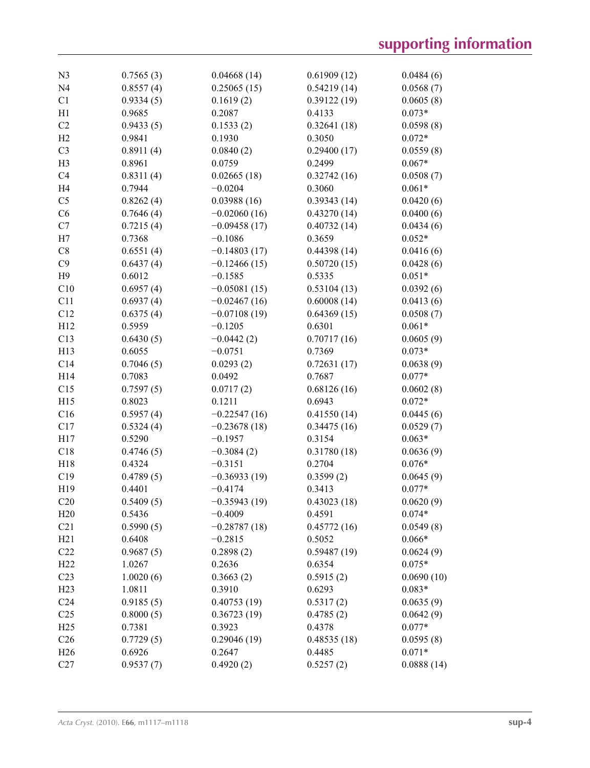| | | | | |
|---|---|---|---|---|
| N3 | 0.7565 (3) | 0.04668 (14) | 0.61909 (12) | 0.0484 (6) |
| N4 | 0.8557 (4) | 0.25065 (15) | 0.54219 (14) | 0.0568 (7) |
| C1 | 0.9334 (5) | 0.1619 (2) | 0.39122 (19) | 0.0605 (8) |
| H1 | 0.9685 | 0.2087 | 0.4133 | 0.073* |
| C2 | 0.9433 (5) | 0.1533 (2) | 0.32641 (18) | 0.0598 (8) |
| H2 | 0.9841 | 0.1930 | 0.3050 | 0.072* |
| C3 | 0.8911 (4) | 0.0840 (2) | 0.29400 (17) | 0.0559 (8) |
| H3 | 0.8961 | 0.0759 | 0.2499 | 0.067* |
| C4 | 0.8311 (4) | 0.02665 (18) | 0.32742 (16) | 0.0508 (7) |
| H4 | 0.7944 | −0.0204 | 0.3060 | 0.061* |
| C5 | 0.8262 (4) | 0.03988 (16) | 0.39343 (14) | 0.0420 (6) |
| C6 | 0.7646 (4) | −0.02060 (16) | 0.43270 (14) | 0.0400 (6) |
| C7 | 0.7215 (4) | −0.09458 (17) | 0.40732 (14) | 0.0434 (6) |
| H7 | 0.7368 | −0.1086 | 0.3659 | 0.052* |
| C8 | 0.6551 (4) | −0.14803 (17) | 0.44398 (14) | 0.0416 (6) |
| C9 | 0.6437 (4) | −0.12466 (15) | 0.50720 (15) | 0.0428 (6) |
| H9 | 0.6012 | −0.1585 | 0.5335 | 0.051* |
| C10 | 0.6957 (4) | −0.05081 (15) | 0.53104 (13) | 0.0392 (6) |
| C11 | 0.6937 (4) | −0.02467 (16) | 0.60008 (14) | 0.0413 (6) |
| C12 | 0.6375 (4) | −0.07108 (19) | 0.64369 (15) | 0.0508 (7) |
| H12 | 0.5959 | −0.1205 | 0.6301 | 0.061* |
| C13 | 0.6430 (5) | −0.0442 (2) | 0.70717 (16) | 0.0605 (9) |
| H13 | 0.6055 | −0.0751 | 0.7369 | 0.073* |
| C14 | 0.7046 (5) | 0.0293 (2) | 0.72631 (17) | 0.0638 (9) |
| H14 | 0.7083 | 0.0492 | 0.7687 | 0.077* |
| C15 | 0.7597 (5) | 0.0717 (2) | 0.68126 (16) | 0.0602 (8) |
| H15 | 0.8023 | 0.1211 | 0.6943 | 0.072* |
| C16 | 0.5957 (4) | −0.22547 (16) | 0.41550 (14) | 0.0445 (6) |
| C17 | 0.5324 (4) | −0.23678 (18) | 0.34475 (16) | 0.0529 (7) |
| H17 | 0.5290 | −0.1957 | 0.3154 | 0.063* |
| C18 | 0.4746 (5) | −0.3084 (2) | 0.31780 (18) | 0.0636 (9) |
| H18 | 0.4324 | −0.3151 | 0.2704 | 0.076* |
| C19 | 0.4789 (5) | −0.36933 (19) | 0.3599 (2) | 0.0645 (9) |
| H19 | 0.4401 | −0.4174 | 0.3413 | 0.077* |
| C20 | 0.5409 (5) | −0.35943 (19) | 0.43023 (18) | 0.0620 (9) |
| H20 | 0.5436 | −0.4009 | 0.4591 | 0.074* |
| C21 | 0.5990 (5) | −0.28787 (18) | 0.45772 (16) | 0.0549 (8) |
| H21 | 0.6408 | −0.2815 | 0.5052 | 0.066* |
| C22 | 0.9687 (5) | 0.2898 (2) | 0.59487 (19) | 0.0624 (9) |
| H22 | 1.0267 | 0.2636 | 0.6354 | 0.075* |
| C23 | 1.0020 (6) | 0.3663 (2) | 0.5915 (2) | 0.0690 (10) |
| H23 | 1.0811 | 0.3910 | 0.6293 | 0.083* |
| C24 | 0.9185 (5) | 0.40753 (19) | 0.5317 (2) | 0.0635 (9) |
| C25 | 0.8000 (5) | 0.36723 (19) | 0.4785 (2) | 0.0642 (9) |
| H25 | 0.7381 | 0.3923 | 0.4378 | 0.077* |
| C26 | 0.7729 (5) | 0.29046 (19) | 0.48535 (18) | 0.0595 (8) |
| H26 | 0.6926 | 0.2647 | 0.4485 | 0.071* |
| C27 | 0.9537 (7) | 0.4920 (2) | 0.5257 (2) | 0.0888 (14) |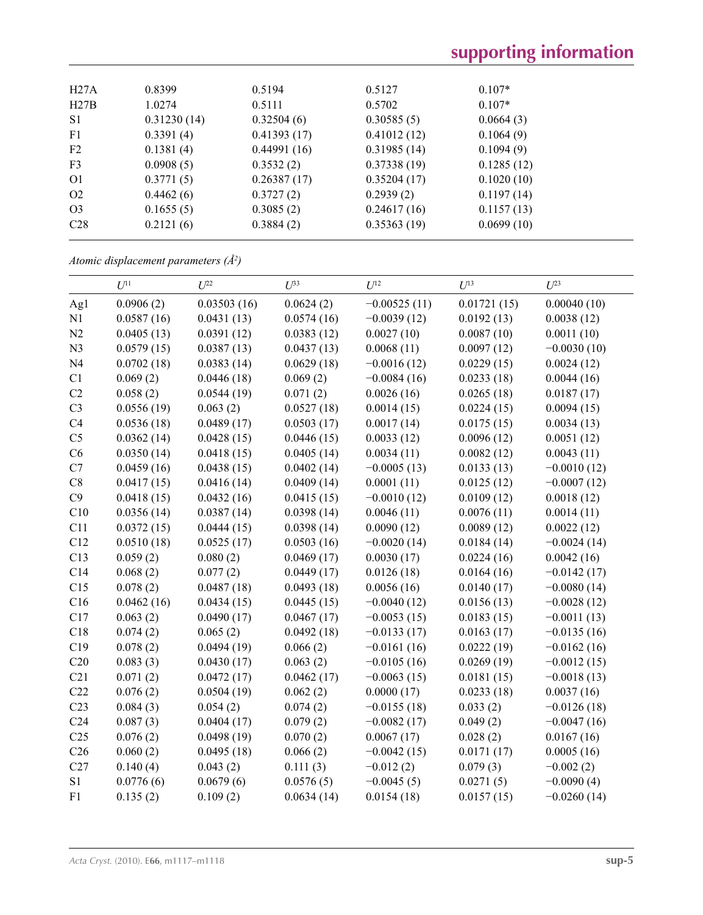| | | | | |
|---|---|---|---|---|
| H27A | 0.8399 | 0.5194 | 0.5127 | 0.107* |
| H27B | 1.0274 | 0.5111 | 0.5702 | 0.107* |
| S1 | 0.31230 (14) | 0.32504 (6) | 0.30585 (5) | 0.0664 (3) |
| F1 | 0.3391 (4) | 0.41393 (17) | 0.41012 (12) | 0.1064 (9) |
| F2 | 0.1381 (4) | 0.44991 (16) | 0.31985 (14) | 0.1094 (9) |
| F3 | 0.0908 (5) | 0.3532 (2) | 0.37338 (19) | 0.1285 (12) |
| O1 | 0.3771 (5) | 0.26387 (17) | 0.35204 (17) | 0.1020 (10) |
| O2 | 0.4462 (6) | 0.3727 (2) | 0.2939 (2) | 0.1197 (14) |
| O3 | 0.1655 (5) | 0.3085 (2) | 0.24617 (16) | 0.1157 (13) |
| C28 | 0.2121 (6) | 0.3884 (2) | 0.35363 (19) | 0.0699 (10) |

*Atomic displacement parameters (Å²)*

| | $U^{11}$ | $U^{22}$ | $U^{33}$ | $U^{12}$ | $U^{13}$ | $U^{23}$ |
|---|---|---|---|---|---|---|
| Ag1 | 0.0906 (2) | 0.03503 (16) | 0.0624 (2) | −0.00525 (11) | 0.01721 (15) | 0.00040 (10) |
| N1 | 0.0587 (16) | 0.0431 (13) | 0.0574 (16) | −0.0039 (12) | 0.0192 (13) | 0.0038 (12) |
| N2 | 0.0405 (13) | 0.0391 (12) | 0.0383 (12) | 0.0027 (10) | 0.0087 (10) | 0.0011 (10) |
| N3 | 0.0579 (15) | 0.0387 (13) | 0.0437 (13) | 0.0068 (11) | 0.0097 (12) | −0.0030 (10) |
| N4 | 0.0702 (18) | 0.0383 (14) | 0.0629 (18) | −0.0016 (12) | 0.0229 (15) | 0.0024 (12) |
| C1 | 0.069 (2) | 0.0446 (18) | 0.069 (2) | −0.0084 (16) | 0.0233 (18) | 0.0044 (16) |
| C2 | 0.058 (2) | 0.0544 (19) | 0.071 (2) | 0.0026 (16) | 0.0265 (18) | 0.0187 (17) |
| C3 | 0.0556 (19) | 0.063 (2) | 0.0527 (18) | 0.0014 (15) | 0.0224 (15) | 0.0094 (15) |
| C4 | 0.0536 (18) | 0.0489 (17) | 0.0503 (17) | 0.0017 (14) | 0.0175 (15) | 0.0034 (13) |
| C5 | 0.0362 (14) | 0.0428 (15) | 0.0446 (15) | 0.0033 (12) | 0.0096 (12) | 0.0051 (12) |
| C6 | 0.0350 (14) | 0.0418 (15) | 0.0405 (14) | 0.0034 (11) | 0.0082 (12) | 0.0043 (11) |
| C7 | 0.0459 (16) | 0.0438 (15) | 0.0402 (14) | −0.0005 (13) | 0.0133 (13) | −0.0010 (12) |
| C8 | 0.0417 (15) | 0.0416 (14) | 0.0409 (14) | 0.0001 (11) | 0.0125 (12) | −0.0007 (12) |
| C9 | 0.0418 (15) | 0.0432 (16) | 0.0415 (15) | −0.0010 (12) | 0.0109 (12) | 0.0018 (12) |
| C10 | 0.0356 (14) | 0.0387 (14) | 0.0398 (14) | 0.0046 (11) | 0.0076 (11) | 0.0014 (11) |
| C11 | 0.0372 (15) | 0.0444 (15) | 0.0398 (14) | 0.0090 (12) | 0.0089 (12) | 0.0022 (12) |
| C12 | 0.0510 (18) | 0.0525 (17) | 0.0503 (16) | −0.0020 (14) | 0.0184 (14) | −0.0024 (14) |
| C13 | 0.059 (2) | 0.080 (2) | 0.0469 (17) | 0.0030 (17) | 0.0224 (16) | 0.0042 (16) |
| C14 | 0.068 (2) | 0.077 (2) | 0.0449 (17) | 0.0126 (18) | 0.0164 (16) | −0.0142 (17) |
| C15 | 0.078 (2) | 0.0487 (18) | 0.0493 (18) | 0.0056 (16) | 0.0140 (17) | −0.0080 (14) |
| C16 | 0.0462 (16) | 0.0434 (15) | 0.0445 (15) | −0.0040 (12) | 0.0156 (13) | −0.0028 (12) |
| C17 | 0.063 (2) | 0.0490 (17) | 0.0467 (17) | −0.0053 (15) | 0.0183 (15) | −0.0011 (13) |
| C18 | 0.074 (2) | 0.065 (2) | 0.0492 (18) | −0.0133 (17) | 0.0163 (17) | −0.0135 (16) |
| C19 | 0.078 (2) | 0.0494 (19) | 0.066 (2) | −0.0161 (16) | 0.0222 (19) | −0.0162 (16) |
| C20 | 0.083 (3) | 0.0430 (17) | 0.063 (2) | −0.0105 (16) | 0.0269 (19) | −0.0012 (15) |
| C21 | 0.071 (2) | 0.0472 (17) | 0.0462 (17) | −0.0063 (15) | 0.0181 (15) | −0.0018 (13) |
| C22 | 0.076 (2) | 0.0504 (19) | 0.062 (2) | 0.0000 (17) | 0.0233 (18) | 0.0037 (16) |
| C23 | 0.084 (3) | 0.054 (2) | 0.074 (2) | −0.0155 (18) | 0.033 (2) | −0.0126 (18) |
| C24 | 0.087 (3) | 0.0404 (17) | 0.079 (2) | −0.0082 (17) | 0.049 (2) | −0.0047 (16) |
| C25 | 0.076 (2) | 0.0498 (19) | 0.070 (2) | 0.0067 (17) | 0.028 (2) | 0.0167 (16) |
| C26 | 0.060 (2) | 0.0495 (18) | 0.066 (2) | −0.0042 (15) | 0.0171 (17) | 0.0005 (16) |
| C27 | 0.140 (4) | 0.043 (2) | 0.111 (3) | −0.012 (2) | 0.079 (3) | −0.002 (2) |
| S1 | 0.0776 (6) | 0.0679 (6) | 0.0576 (5) | −0.0045 (5) | 0.0271 (5) | −0.0090 (4) |
| F1 | 0.135 (2) | 0.109 (2) | 0.0634 (14) | 0.0154 (18) | 0.0157 (15) | −0.0260 (14) |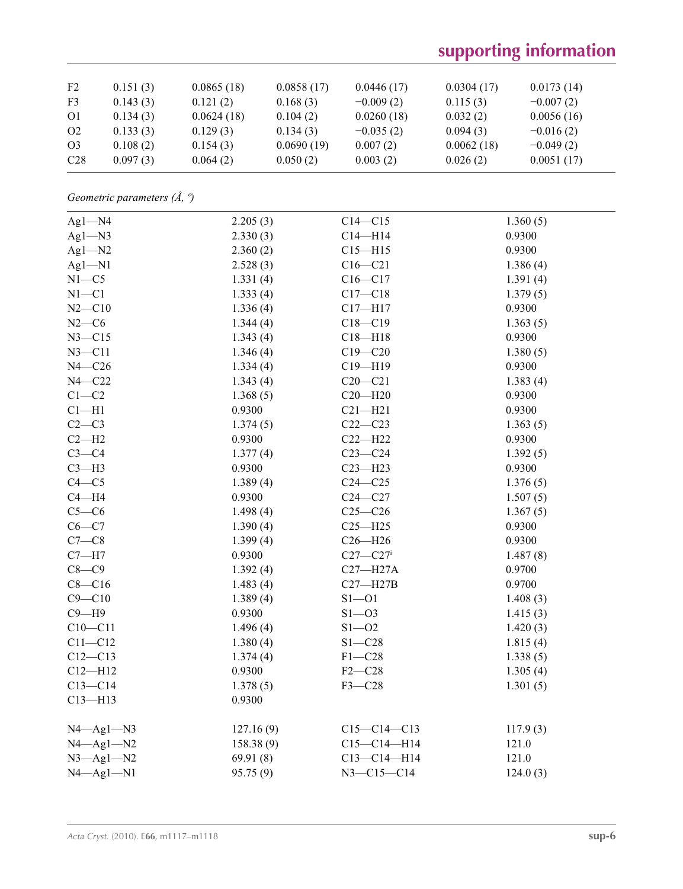| | | | | | |
|---|---|---|---|---|---|
| F2 | 0.151 (3) | 0.0865 (18) | 0.0858 (17) | 0.0446 (17) | 0.0304 (17) | 0.0173 (14) |
| F3 | 0.143 (3) | 0.121 (2) | 0.168 (3) | −0.009 (2) | 0.115 (3) | −0.007 (2) |
| O1 | 0.134 (3) | 0.0624 (18) | 0.104 (2) | 0.0260 (18) | 0.032 (2) | 0.0056 (16) |
| O2 | 0.133 (3) | 0.129 (3) | 0.134 (3) | −0.035 (2) | 0.094 (3) | −0.016 (2) |
| O3 | 0.108 (2) | 0.154 (3) | 0.0690 (19) | 0.007 (2) | 0.0062 (18) | −0.049 (2) |
| C28 | 0.097 (3) | 0.064 (2) | 0.050 (2) | 0.003 (2) | 0.026 (2) | 0.0051 (17) |

*Geometric parameters (Å, º)*

| | | | |
|---|---|---|---|
| Ag1—N4 | 2.205 (3) | C14—C15 | 1.360 (5) |
| Ag1—N3 | 2.330 (3) | C14—H14 | 0.9300 |
| Ag1—N2 | 2.360 (2) | C15—H15 | 0.9300 |
| Ag1—N1 | 2.528 (3) | C16—C21 | 1.386 (4) |
| N1—C5 | 1.331 (4) | C16—C17 | 1.391 (4) |
| N1—C1 | 1.333 (4) | C17—C18 | 1.379 (5) |
| N2—C10 | 1.336 (4) | C17—H17 | 0.9300 |
| N2—C6 | 1.344 (4) | C18—C19 | 1.363 (5) |
| N3—C15 | 1.343 (4) | C18—H18 | 0.9300 |
| N3—C11 | 1.346 (4) | C19—C20 | 1.380 (5) |
| N4—C26 | 1.334 (4) | C19—H19 | 0.9300 |
| N4—C22 | 1.343 (4) | C20—C21 | 1.383 (4) |
| C1—C2 | 1.368 (5) | C20—H20 | 0.9300 |
| C1—H1 | 0.9300 | C21—H21 | 0.9300 |
| C2—C3 | 1.374 (5) | C22—C23 | 1.363 (5) |
| C2—H2 | 0.9300 | C22—H22 | 0.9300 |
| C3—C4 | 1.377 (4) | C23—C24 | 1.392 (5) |
| C3—H3 | 0.9300 | C23—H23 | 0.9300 |
| C4—C5 | 1.389 (4) | C24—C25 | 1.376 (5) |
| C4—H4 | 0.9300 | C24—C27 | 1.507 (5) |
| C5—C6 | 1.498 (4) | C25—C26 | 1.367 (5) |
| C6—C7 | 1.390 (4) | C25—H25 | 0.9300 |
| C7—C8 | 1.399 (4) | C26—H26 | 0.9300 |
| C7—H7 | 0.9300 | C27—C27[i] | 1.487 (8) |
| C8—C9 | 1.392 (4) | C27—H27A | 0.9700 |
| C8—C16 | 1.483 (4) | C27—H27B | 0.9700 |
| C9—C10 | 1.389 (4) | S1—O1 | 1.408 (3) |
| C9—H9 | 0.9300 | S1—O3 | 1.415 (3) |
| C10—C11 | 1.496 (4) | S1—O2 | 1.420 (3) |
| C11—C12 | 1.380 (4) | S1—C28 | 1.815 (4) |
| C12—C13 | 1.374 (4) | F1—C28 | 1.338 (5) |
| C12—H12 | 0.9300 | F2—C28 | 1.305 (4) |
| C13—C14 | 1.378 (5) | F3—C28 | 1.301 (5) |
| C13—H13 | 0.9300 | | |
| | | | |
| N4—Ag1—N3 | 127.16 (9) | C15—C14—C13 | 117.9 (3) |
| N4—Ag1—N2 | 158.38 (9) | C15—C14—H14 | 121.0 |
| N3—Ag1—N2 | 69.91 (8) | C13—C14—H14 | 121.0 |
| N4—Ag1—N1 | 95.75 (9) | N3—C15—C14 | 124.0 (3) |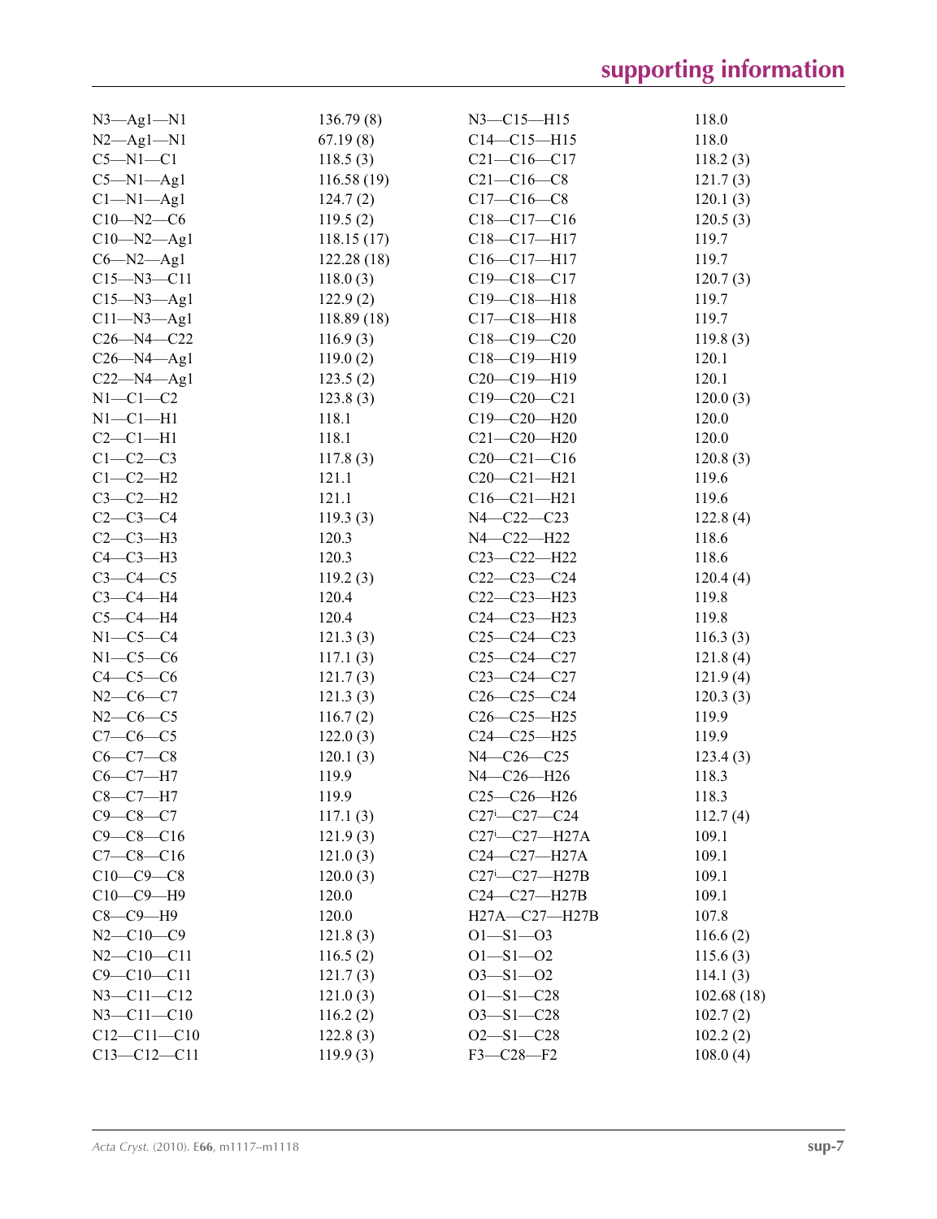| | | | |
|---|---|---|---|
| N3—Ag1—N1 | 136.79 (8) | N3—C15—H15 | 118.0 |
| N2—Ag1—N1 | 67.19 (8) | C14—C15—H15 | 118.0 |
| C5—N1—C1 | 118.5 (3) | C21—C16—C17 | 118.2 (3) |
| C5—N1—Ag1 | 116.58 (19) | C21—C16—C8 | 121.7 (3) |
| C1—N1—Ag1 | 124.7 (2) | C17—C16—C8 | 120.1 (3) |
| C10—N2—C6 | 119.5 (2) | C18—C17—C16 | 120.5 (3) |
| C10—N2—Ag1 | 118.15 (17) | C18—C17—H17 | 119.7 |
| C6—N2—Ag1 | 122.28 (18) | C16—C17—H17 | 119.7 |
| C15—N3—C11 | 118.0 (3) | C19—C18—C17 | 120.7 (3) |
| C15—N3—Ag1 | 122.9 (2) | C19—C18—H18 | 119.7 |
| C11—N3—Ag1 | 118.89 (18) | C17—C18—H18 | 119.7 |
| C26—N4—C22 | 116.9 (3) | C18—C19—C20 | 119.8 (3) |
| C26—N4—Ag1 | 119.0 (2) | C18—C19—H19 | 120.1 |
| C22—N4—Ag1 | 123.5 (2) | C20—C19—H19 | 120.1 |
| N1—C1—C2 | 123.8 (3) | C19—C20—C21 | 120.0 (3) |
| N1—C1—H1 | 118.1 | C19—C20—H20 | 120.0 |
| C2—C1—H1 | 118.1 | C21—C20—H20 | 120.0 |
| C1—C2—C3 | 117.8 (3) | C20—C21—C16 | 120.8 (3) |
| C1—C2—H2 | 121.1 | C20—C21—H21 | 119.6 |
| C3—C2—H2 | 121.1 | C16—C21—H21 | 119.6 |
| C2—C3—C4 | 119.3 (3) | N4—C22—C23 | 122.8 (4) |
| C2—C3—H3 | 120.3 | N4—C22—H22 | 118.6 |
| C4—C3—H3 | 120.3 | C23—C22—H22 | 118.6 |
| C3—C4—C5 | 119.2 (3) | C22—C23—C24 | 120.4 (4) |
| C3—C4—H4 | 120.4 | C22—C23—H23 | 119.8 |
| C5—C4—H4 | 120.4 | C24—C23—H23 | 119.8 |
| N1—C5—C4 | 121.3 (3) | C25—C24—C23 | 116.3 (3) |
| N1—C5—C6 | 117.1 (3) | C25—C24—C27 | 121.8 (4) |
| C4—C5—C6 | 121.7 (3) | C23—C24—C27 | 121.9 (4) |
| N2—C6—C7 | 121.3 (3) | C26—C25—C24 | 120.3 (3) |
| N2—C6—C5 | 116.7 (2) | C26—C25—H25 | 119.9 |
| C7—C6—C5 | 122.0 (3) | C24—C25—H25 | 119.9 |
| C6—C7—C8 | 120.1 (3) | N4—C26—C25 | 123.4 (3) |
| C6—C7—H7 | 119.9 | N4—C26—H26 | 118.3 |
| C8—C7—H7 | 119.9 | C25—C26—H26 | 118.3 |
| C9—C8—C7 | 117.1 (3) | C27$^{i}$—C27—C24 | 112.7 (4) |
| C9—C8—C16 | 121.9 (3) | C27$^{i}$—C27—H27A | 109.1 |
| C7—C8—C16 | 121.0 (3) | C24—C27—H27A | 109.1 |
| C10—C9—C8 | 120.0 (3) | C27$^{i}$—C27—H27B | 109.1 |
| C10—C9—H9 | 120.0 | C24—C27—H27B | 109.1 |
| C8—C9—H9 | 120.0 | H27A—C27—H27B | 107.8 |
| N2—C10—C9 | 121.8 (3) | O1—S1—O3 | 116.6 (2) |
| N2—C10—C11 | 116.5 (2) | O1—S1—O2 | 115.6 (3) |
| C9—C10—C11 | 121.7 (3) | O3—S1—O2 | 114.1 (3) |
| N3—C11—C12 | 121.0 (3) | O1—S1—C28 | 102.68 (18) |
| N3—C11—C10 | 116.2 (2) | O3—S1—C28 | 102.7 (2) |
| C12—C11—C10 | 122.8 (3) | O2—S1—C28 | 102.2 (2) |
| C13—C12—C11 | 119.9 (3) | F3—C28—F2 | 108.0 (4) |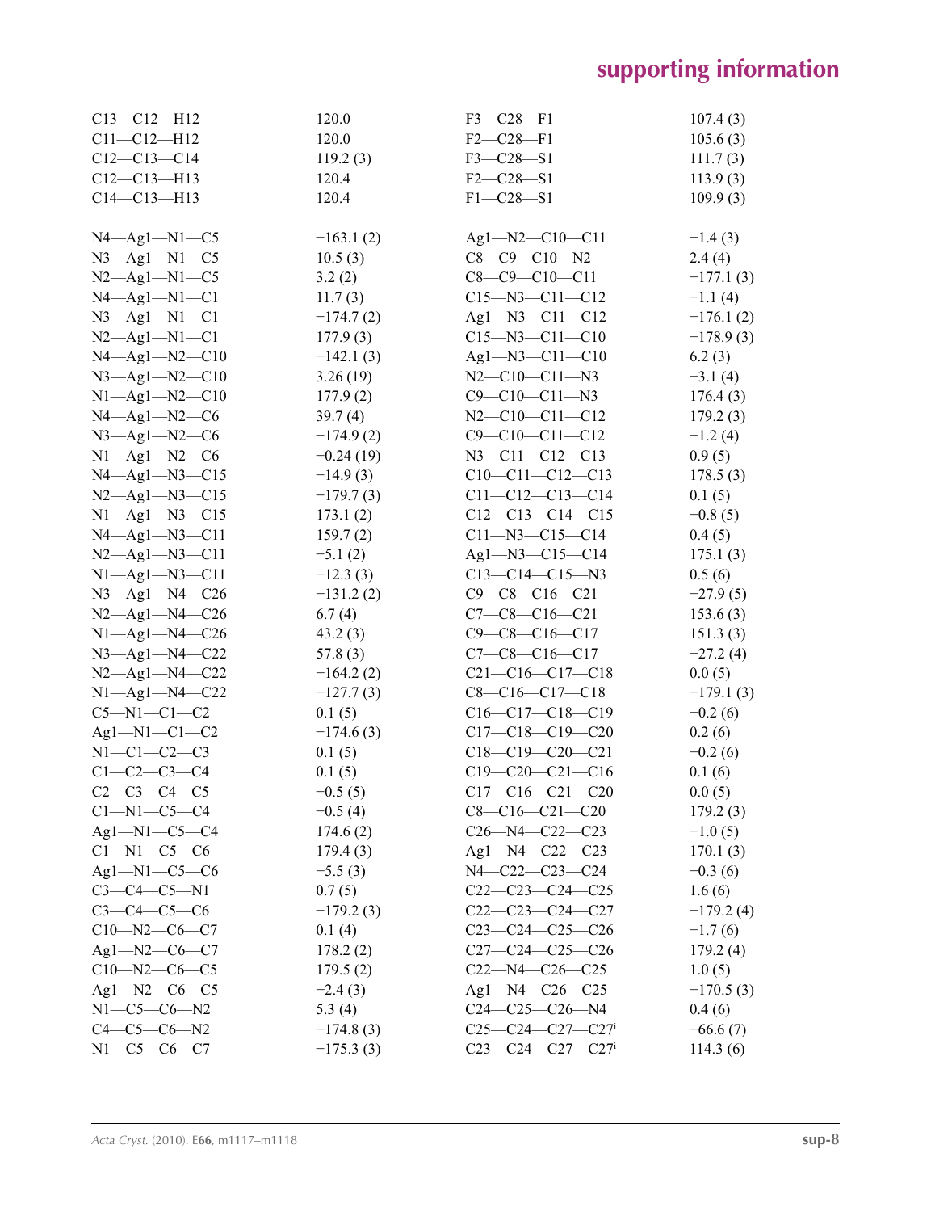| | | | |
|---|---|---|---|
| C13—C12—H12 | 120.0 | F3—C28—F1 | 107.4 (3) |
| C11—C12—H12 | 120.0 | F2—C28—F1 | 105.6 (3) |
| C12—C13—C14 | 119.2 (3) | F3—C28—S1 | 111.7 (3) |
| C12—C13—H13 | 120.4 | F2—C28—S1 | 113.9 (3) |
| C14—C13—H13 | 120.4 | F1—C28—S1 | 109.9 (3) |
| | | | |
| N4—Ag1—N1—C5 | −163.1 (2) | Ag1—N2—C10—C11 | −1.4 (3) |
| N3—Ag1—N1—C5 | 10.5 (3) | C8—C9—C10—N2 | 2.4 (4) |
| N2—Ag1—N1—C5 | 3.2 (2) | C8—C9—C10—C11 | −177.1 (3) |
| N4—Ag1—N1—C1 | 11.7 (3) | C15—N3—C11—C12 | −1.1 (4) |
| N3—Ag1—N1—C1 | −174.7 (2) | Ag1—N3—C11—C12 | −176.1 (2) |
| N2—Ag1—N1—C1 | 177.9 (3) | C15—N3—C11—C10 | −178.9 (3) |
| N4—Ag1—N2—C10 | −142.1 (3) | Ag1—N3—C11—C10 | 6.2 (3) |
| N3—Ag1—N2—C10 | 3.26 (19) | N2—C10—C11—N3 | −3.1 (4) |
| N1—Ag1—N2—C10 | 177.9 (2) | C9—C10—C11—N3 | 176.4 (3) |
| N4—Ag1—N2—C6 | 39.7 (4) | N2—C10—C11—C12 | 179.2 (3) |
| N3—Ag1—N2—C6 | −174.9 (2) | C9—C10—C11—C12 | −1.2 (4) |
| N1—Ag1—N2—C6 | −0.24 (19) | N3—C11—C12—C13 | 0.9 (5) |
| N4—Ag1—N3—C15 | −14.9 (3) | C10—C11—C12—C13 | 178.5 (3) |
| N2—Ag1—N3—C15 | −179.7 (3) | C11—C12—C13—C14 | 0.1 (5) |
| N1—Ag1—N3—C15 | 173.1 (2) | C12—C13—C14—C15 | −0.8 (5) |
| N4—Ag1—N3—C11 | 159.7 (2) | C11—N3—C15—C14 | 0.4 (5) |
| N2—Ag1—N3—C11 | −5.1 (2) | Ag1—N3—C15—C14 | 175.1 (3) |
| N1—Ag1—N3—C11 | −12.3 (3) | C13—C14—C15—N3 | 0.5 (6) |
| N3—Ag1—N4—C26 | −131.2 (2) | C9—C8—C16—C21 | −27.9 (5) |
| N2—Ag1—N4—C26 | 6.7 (4) | C7—C8—C16—C21 | 153.6 (3) |
| N1—Ag1—N4—C26 | 43.2 (3) | C9—C8—C16—C17 | 151.3 (3) |
| N3—Ag1—N4—C22 | 57.8 (3) | C7—C8—C16—C17 | −27.2 (4) |
| N2—Ag1—N4—C22 | −164.2 (2) | C21—C16—C17—C18 | 0.0 (5) |
| N1—Ag1—N4—C22 | −127.7 (3) | C8—C16—C17—C18 | −179.1 (3) |
| C5—N1—C1—C2 | 0.1 (5) | C16—C17—C18—C19 | −0.2 (6) |
| Ag1—N1—C1—C2 | −174.6 (3) | C17—C18—C19—C20 | 0.2 (6) |
| N1—C1—C2—C3 | 0.1 (5) | C18—C19—C20—C21 | −0.2 (6) |
| C1—C2—C3—C4 | 0.1 (5) | C19—C20—C21—C16 | 0.1 (6) |
| C2—C3—C4—C5 | −0.5 (5) | C17—C16—C21—C20 | 0.0 (5) |
| C1—N1—C5—C4 | −0.5 (4) | C8—C16—C21—C20 | 179.2 (3) |
| Ag1—N1—C5—C4 | 174.6 (2) | C26—N4—C22—C23 | −1.0 (5) |
| C1—N1—C5—C6 | 179.4 (3) | Ag1—N4—C22—C23 | 170.1 (3) |
| Ag1—N1—C5—C6 | −5.5 (3) | N4—C22—C23—C24 | −0.3 (6) |
| C3—C4—C5—N1 | 0.7 (5) | C22—C23—C24—C25 | 1.6 (6) |
| C3—C4—C5—C6 | −179.2 (3) | C22—C23—C24—C27 | −179.2 (4) |
| C10—N2—C6—C7 | 0.1 (4) | C23—C24—C25—C26 | −1.7 (6) |
| Ag1—N2—C6—C7 | 178.2 (2) | C27—C24—C25—C26 | 179.2 (4) |
| C10—N2—C6—C5 | 179.5 (2) | C22—N4—C26—C25 | 1.0 (5) |
| Ag1—N2—C6—C5 | −2.4 (3) | Ag1—N4—C26—C25 | −170.5 (3) |
| N1—C5—C6—N2 | 5.3 (4) | C24—C25—C26—N4 | 0.4 (6) |
| C4—C5—C6—N2 | −174.8 (3) | C25—C24—C27—C27$^{i}$ | −66.6 (7) |
| N1—C5—C6—C7 | −175.3 (3) | C23—C24—C27—C27$^{i}$ | 114.3 (6) |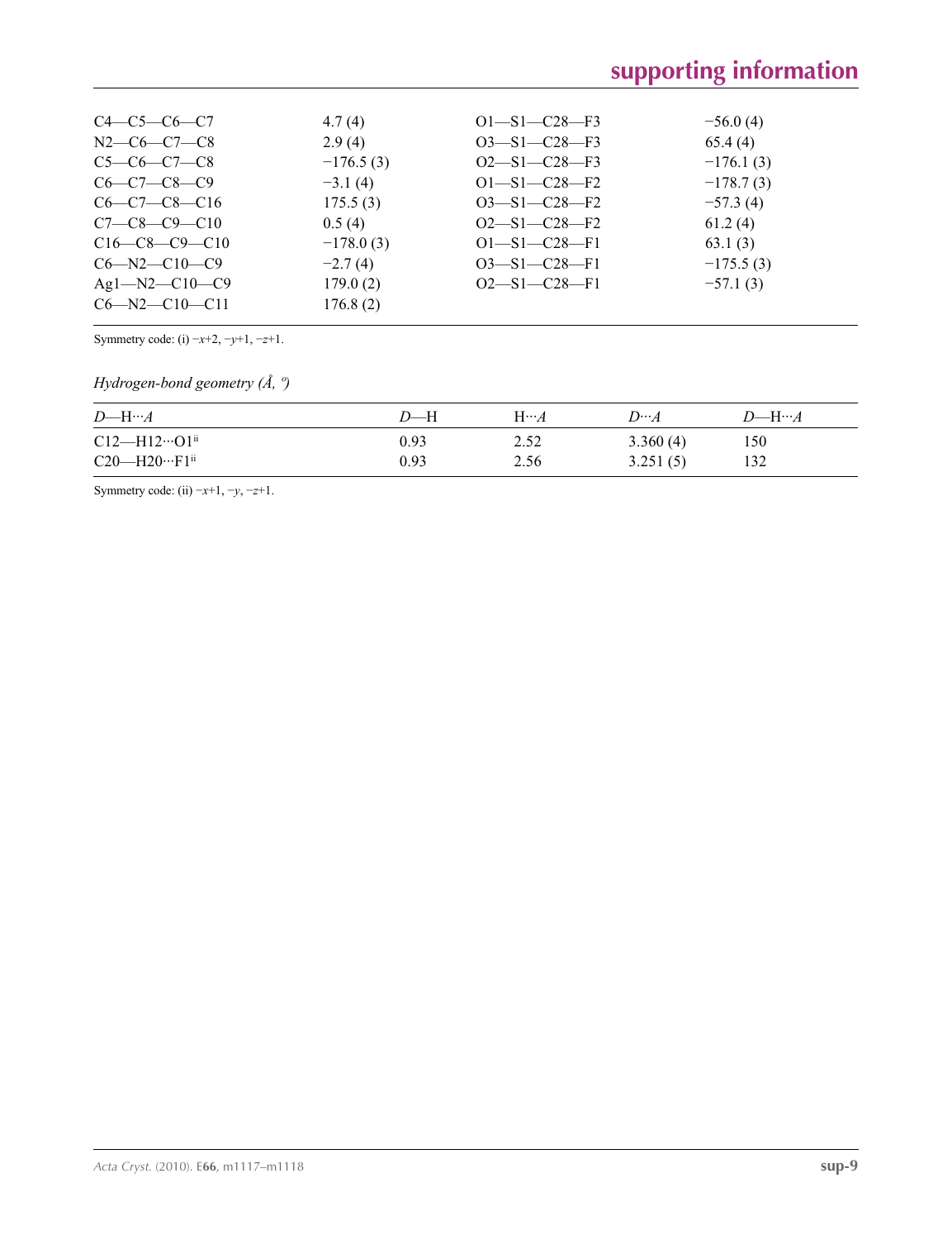| | | | |
|---|---|---|---|
| C4—C5—C6—C7 | 4.7 (4) | O1—S1—C28—F3 | −56.0 (4) |
| N2—C6—C7—C8 | 2.9 (4) | O3—S1—C28—F3 | 65.4 (4) |
| C5—C6—C7—C8 | −176.5 (3) | O2—S1—C28—F3 | −176.1 (3) |
| C6—C7—C8—C9 | −3.1 (4) | O1—S1—C28—F2 | −178.7 (3) |
| C6—C7—C8—C16 | 175.5 (3) | O3—S1—C28—F2 | −57.3 (4) |
| C7—C8—C9—C10 | 0.5 (4) | O2—S1—C28—F2 | 61.2 (4) |
| C16—C8—C9—C10 | −178.0 (3) | O1—S1—C28—F1 | 63.1 (3) |
| C6—N2—C10—C9 | −2.7 (4) | O3—S1—C28—F1 | −175.5 (3) |
| Ag1—N2—C10—C9 | 179.0 (2) | O2—S1—C28—F1 | −57.1 (3) |
| C6—N2—C10—C11 | 176.8 (2) | | |

Symmetry code: (i) −*x*+2, −*y*+1, −*z*+1.

*Hydrogen-bond geometry (Å, º)*

| *D*—H···*A* | *D*—H | H···*A* | *D*···*A* | *D*—H···*A* |
|---|---|---|---|---|
| C12—H12···O1[ii] | 0.93 | 2.52 | 3.360 (4) | 150 |
| C20—H20···F1[ii] | 0.93 | 2.56 | 3.251 (5) | 132 |

Symmetry code: (ii) −*x*+1, −*y*, −*z*+1.